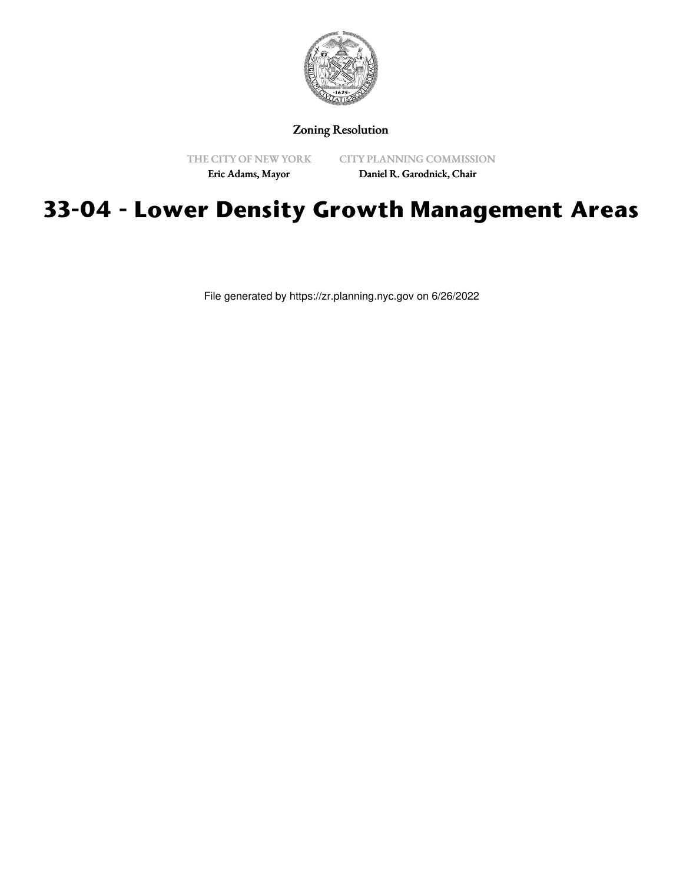Zoning Resolution

THE CITY OF NEW YORK
Eric Adams, Mayor

CITY PLANNING COMMISSION
Daniel R. Garodnick, Chair

# 33-04 - Lower Density Growth Management Areas

File generated by https://zr.planning.nyc.gov on 6/26/2022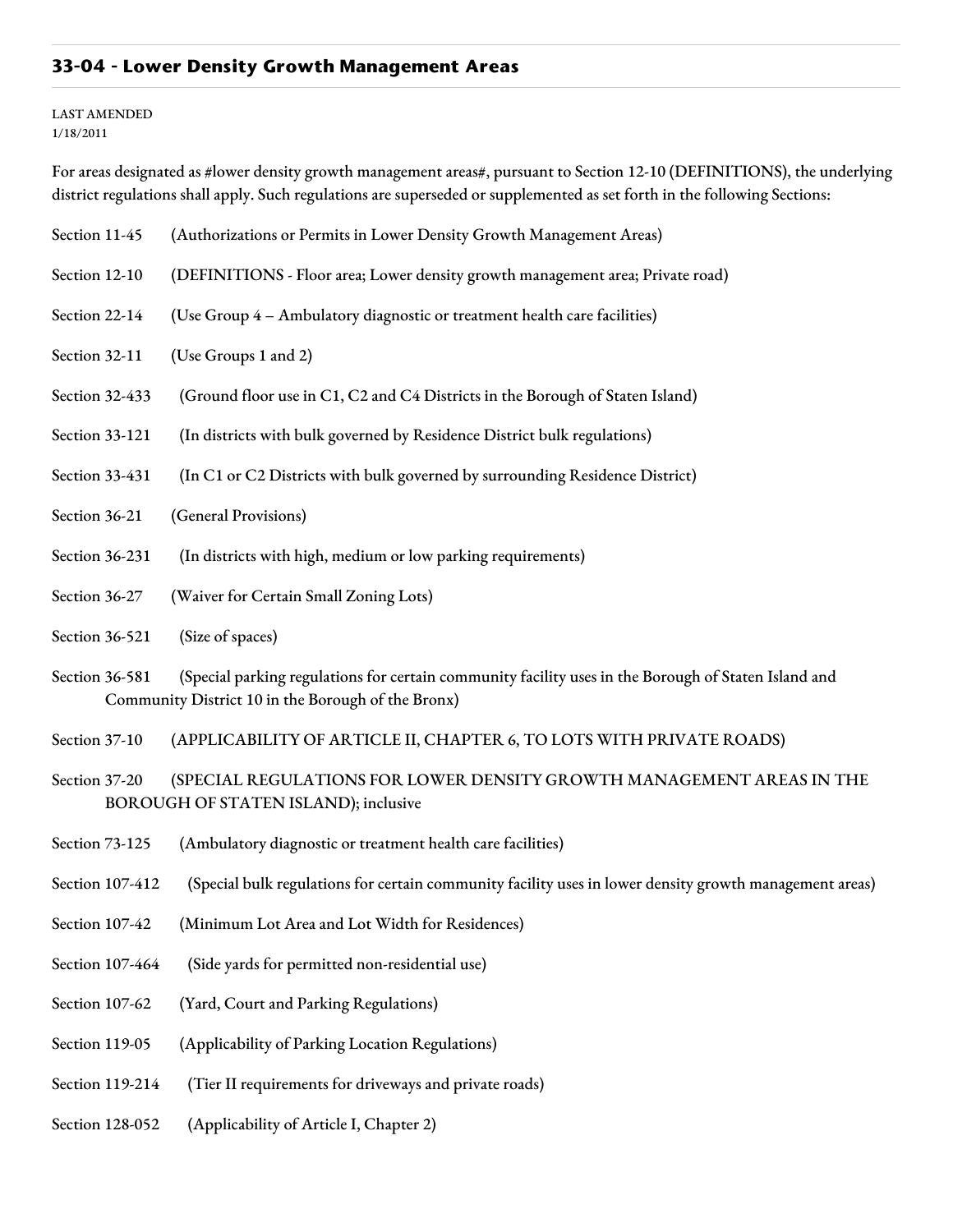## 33-04 - Lower Density Growth Management Areas

LAST AMENDED
1/18/2011

For areas designated as #lower density growth management areas#, pursuant to Section 12-10 (DEFINITIONS), the underlying district regulations shall apply. Such regulations are superseded or supplemented as set forth in the following Sections:

Section 11-45 (Authorizations or Permits in Lower Density Growth Management Areas)

Section 12-10 (DEFINITIONS - Floor area; Lower density growth management area; Private road)

Section 22-14 (Use Group 4 – Ambulatory diagnostic or treatment health care facilities)

Section 32-11 (Use Groups 1 and 2)

Section 32-433 (Ground floor use in C1, C2 and C4 Districts in the Borough of Staten Island)

Section 33-121 (In districts with bulk governed by Residence District bulk regulations)

Section 33-431 (In C1 or C2 Districts with bulk governed by surrounding Residence District)

Section 36-21 (General Provisions)

Section 36-231 (In districts with high, medium or low parking requirements)

Section 36-27 (Waiver for Certain Small Zoning Lots)

Section 36-521 (Size of spaces)

Section 36-581 (Special parking regulations for certain community facility uses in the Borough of Staten Island and Community District 10 in the Borough of the Bronx)

Section 37-10 (APPLICABILITY OF ARTICLE II, CHAPTER 6, TO LOTS WITH PRIVATE ROADS)

Section 37-20 (SPECIAL REGULATIONS FOR LOWER DENSITY GROWTH MANAGEMENT AREAS IN THE BOROUGH OF STATEN ISLAND); inclusive

Section 73-125 (Ambulatory diagnostic or treatment health care facilities)

Section 107-412 (Special bulk regulations for certain community facility uses in lower density growth management areas)

Section 107-42 (Minimum Lot Area and Lot Width for Residences)

Section 107-464 (Side yards for permitted non-residential use)

Section 107-62 (Yard, Court and Parking Regulations)

Section 119-05 (Applicability of Parking Location Regulations)

Section 119-214 (Tier II requirements for driveways and private roads)

Section 128-052 (Applicability of Article I, Chapter 2)